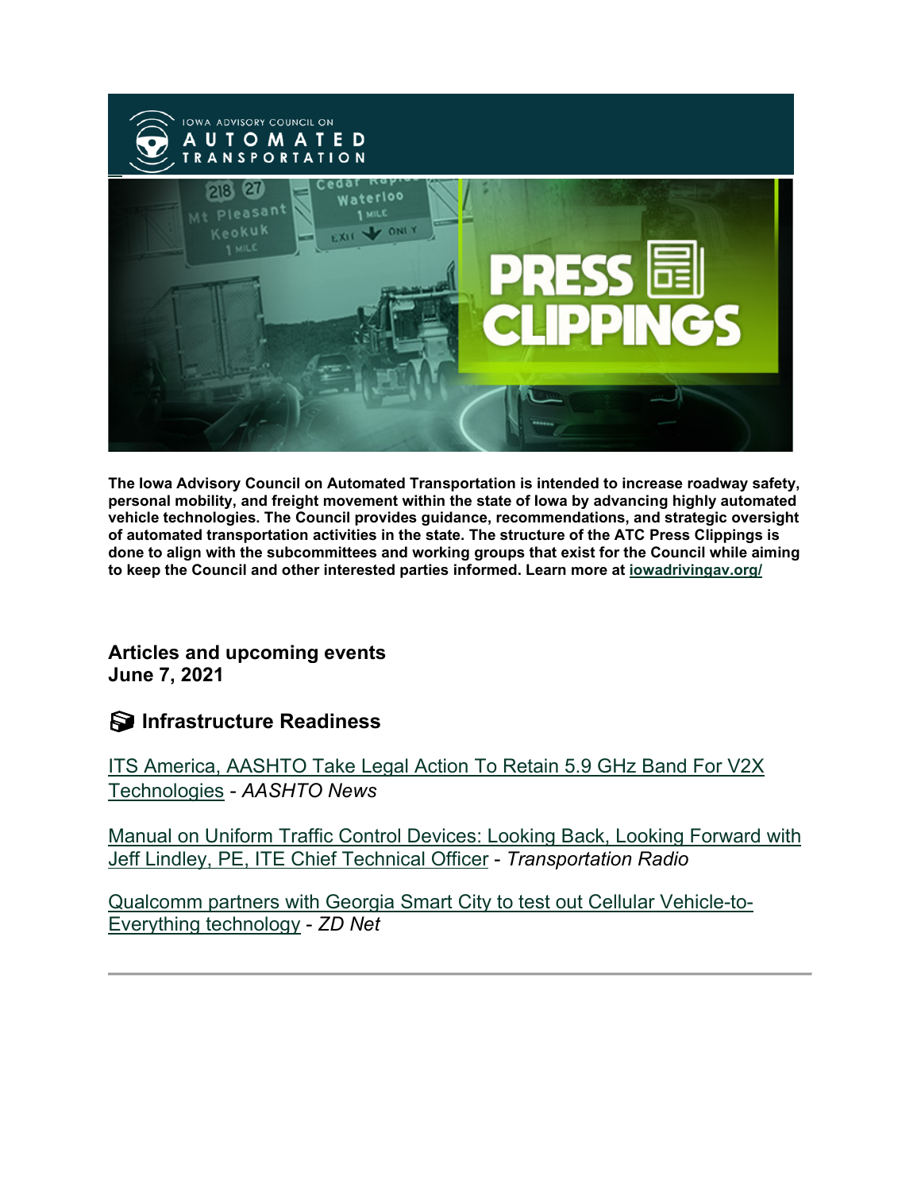The Iowa Advisory Council on Automated Transportation is intended to increase roadway safety, personal mobility, and freight movement within the state of Iowa by advancing highly automated vehicle technologies. The Council provides guidance, recommendations, and strategic oversight of automated transportation activities in the state. The structure of the ATC Press Clippings is done to align with the subcommittees and working groups that exist for the Council while aiming to keep the Council and other interested parties informed. Learn more at iowadrivingav.org/

## Articles and upcoming events
## June 7, 2021

### Infrastructure Readiness

ITS America, AASHTO Take Legal Action To Retain 5.9 GHz Band For V2X Technologies - *AASHTO News*

Manual on Uniform Traffic Control Devices: Looking Back, Looking Forward with Jeff Lindley, PE, ITE Chief Technical Officer - *Transportation Radio*

Qualcomm partners with Georgia Smart City to test out Cellular Vehicle-to-Everything technology - *ZD Net*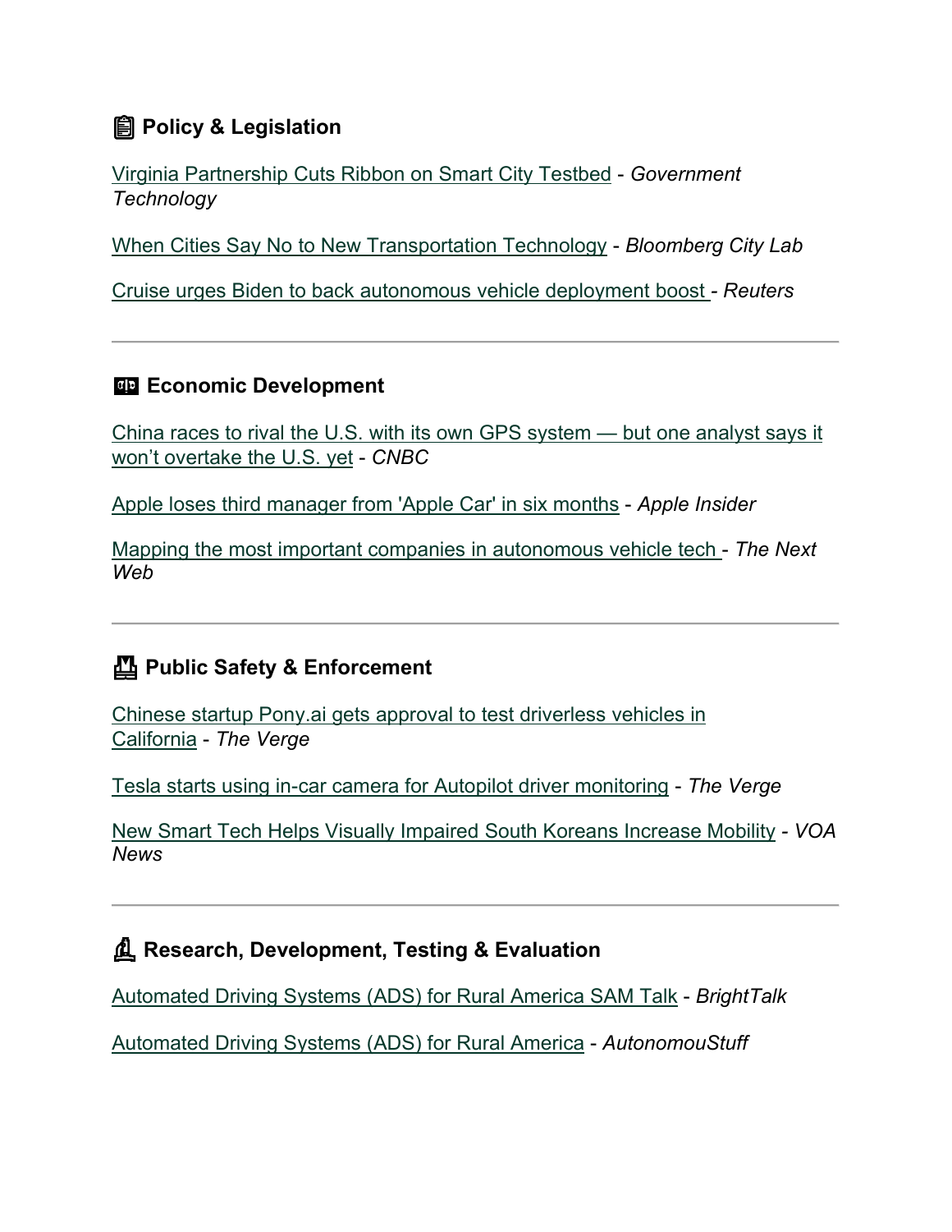## 📋 Policy & Legislation

Virginia Partnership Cuts Ribbon on Smart City Testbed - *Government Technology*

When Cities Say No to New Transportation Technology - *Bloomberg City Lab*

Cruise urges Biden to back autonomous vehicle deployment boost - *Reuters*

---

## 💵 Economic Development

China races to rival the U.S. with its own GPS system — but one analyst says it won't overtake the U.S. yet - *CNBC*

Apple loses third manager from 'Apple Car' in six months - *Apple Insider*

Mapping the most important companies in autonomous vehicle tech - *The Next Web*

---

## 🚧 Public Safety & Enforcement

Chinese startup Pony.ai gets approval to test driverless vehicles in California - *The Verge*

Tesla starts using in-car camera for Autopilot driver monitoring - *The Verge*

New Smart Tech Helps Visually Impaired South Koreans Increase Mobility - *VOA News*

---

## 🔬 Research, Development, Testing & Evaluation

Automated Driving Systems (ADS) for Rural America SAM Talk - *BrightTalk*

Automated Driving Systems (ADS) for Rural America - *AutonomouStuff*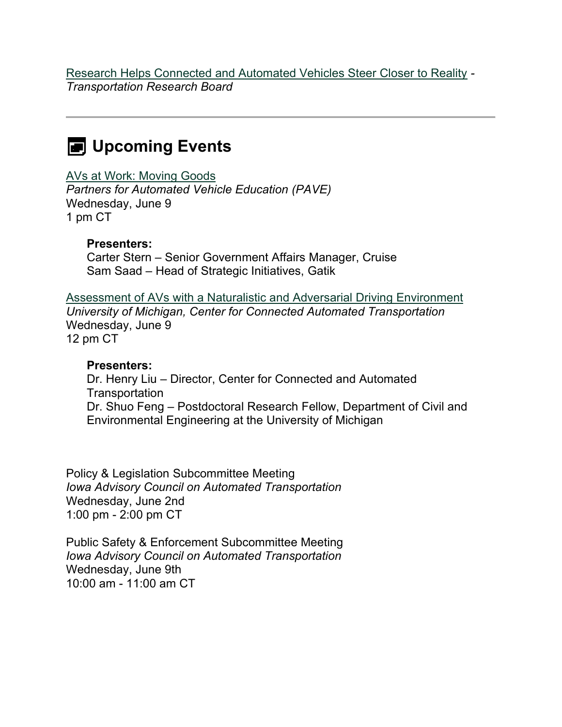Research Helps Connected and Automated Vehicles Steer Closer to Reality - *Transportation Research Board*

---

## Upcoming Events

AVs at Work: Moving Goods
*Partners for Automated Vehicle Education (PAVE)*
Wednesday, June 9
1 pm CT

> **Presenters:**
> Carter Stern – Senior Government Affairs Manager, Cruise
> Sam Saad – Head of Strategic Initiatives, Gatik

Assessment of AVs with a Naturalistic and Adversarial Driving Environment
*University of Michigan, Center for Connected Automated Transportation*
Wednesday, June 9
12 pm CT

> **Presenters:**
> Dr. Henry Liu – Director, Center for Connected and Automated Transportation
> Dr. Shuo Feng – Postdoctoral Research Fellow, Department of Civil and Environmental Engineering at the University of Michigan

Policy & Legislation Subcommittee Meeting
*Iowa Advisory Council on Automated Transportation*
Wednesday, June 2nd
1:00 pm - 2:00 pm CT

Public Safety & Enforcement Subcommittee Meeting
*Iowa Advisory Council on Automated Transportation*
Wednesday, June 9th
10:00 am - 11:00 am CT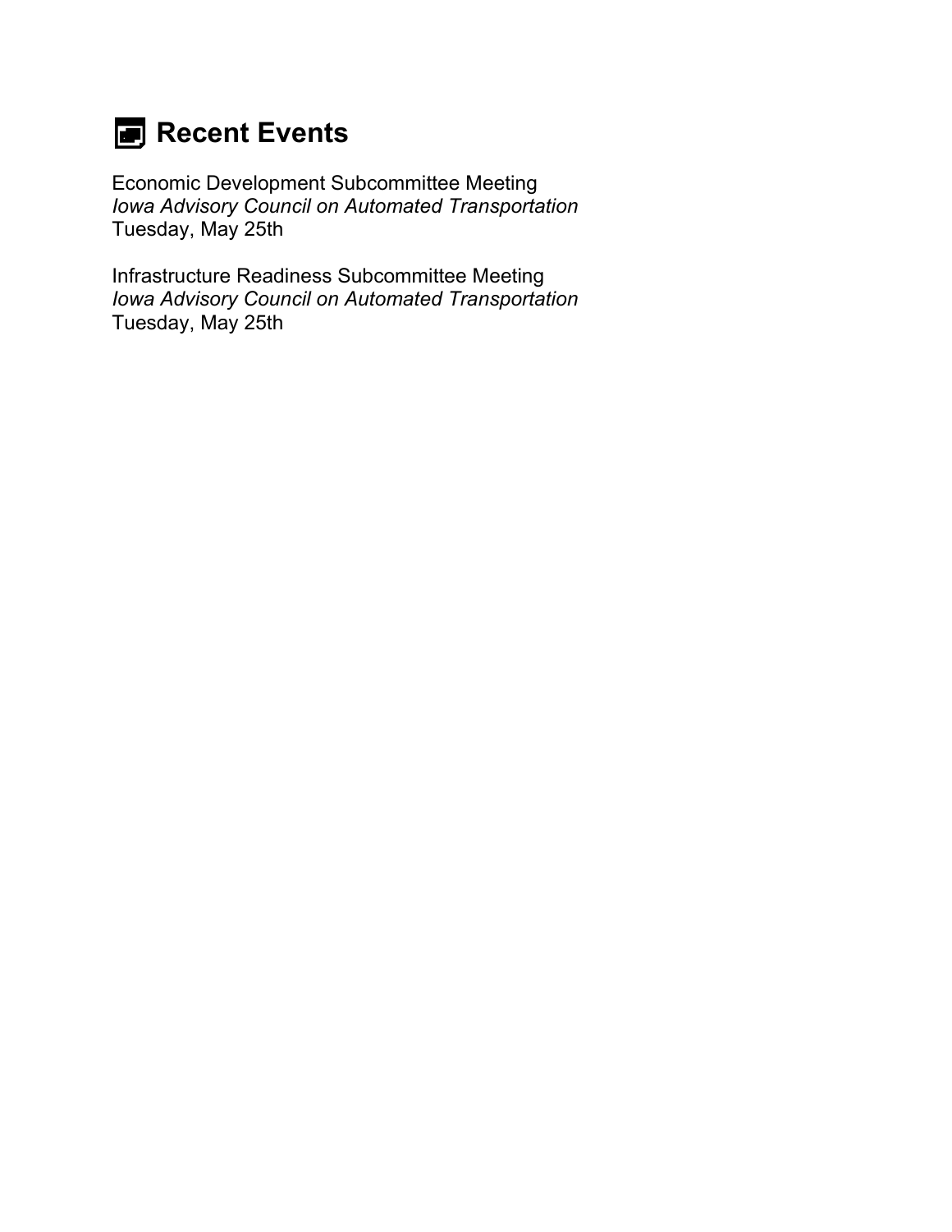## Recent Events

Economic Development Subcommittee Meeting
*Iowa Advisory Council on Automated Transportation*
Tuesday, May 25th

Infrastructure Readiness Subcommittee Meeting
*Iowa Advisory Council on Automated Transportation*
Tuesday, May 25th